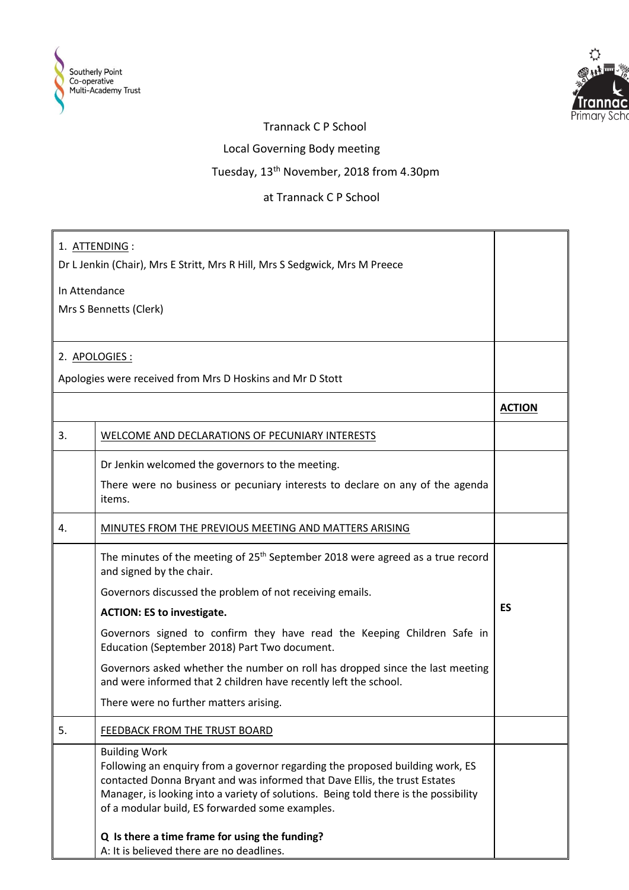Trannack C P School

Local Governing Body meeting

Tuesday, 13th November, 2018 from 4.30pm

at Trannack C P School

| | | |
|---|---|---|
| 1. ATTENDING : Dr L Jenkin (Chair), Mrs E Stritt, Mrs R Hill, Mrs S Sedgwick, Mrs M Preece<br><br>In Attendance<br>Mrs S Bennetts (Clerk) | | |
| 2. APOLOGIES :<br><br>Apologies were received from Mrs D Hoskins and Mr D Stott | | |
| | | **ACTION** |
| 3. | WELCOME AND DECLARATIONS OF PECUNIARY INTERESTS | |
| | Dr Jenkin welcomed the governors to the meeting.<br><br>There were no business or pecuniary interests to declare on any of the agenda items. | |
| 4. | MINUTES FROM THE PREVIOUS MEETING AND MATTERS ARISING | |
| | The minutes of the meeting of 25th September 2018 were agreed as a true record and signed by the chair.<br><br>Governors discussed the problem of not receiving emails.<br><br>**ACTION: ES to investigate.**<br><br>Governors signed to confirm they have read the Keeping Children Safe in Education (September 2018) Part Two document.<br><br>Governors asked whether the number on roll has dropped since the last meeting and were informed that 2 children have recently left the school.<br><br>There were no further matters arising. | **ES** |
| 5. | FEEDBACK FROM THE TRUST BOARD | |
| | Building Work<br>Following an enquiry from a governor regarding the proposed building work, ES contacted Donna Bryant and was informed that Dave Ellis, the trust Estates Manager, is looking into a variety of solutions. Being told there is the possibility of a modular build, ES forwarded some examples.<br><br>**Q Is there a time frame for using the funding?**<br>A: It is believed there are no deadlines. | |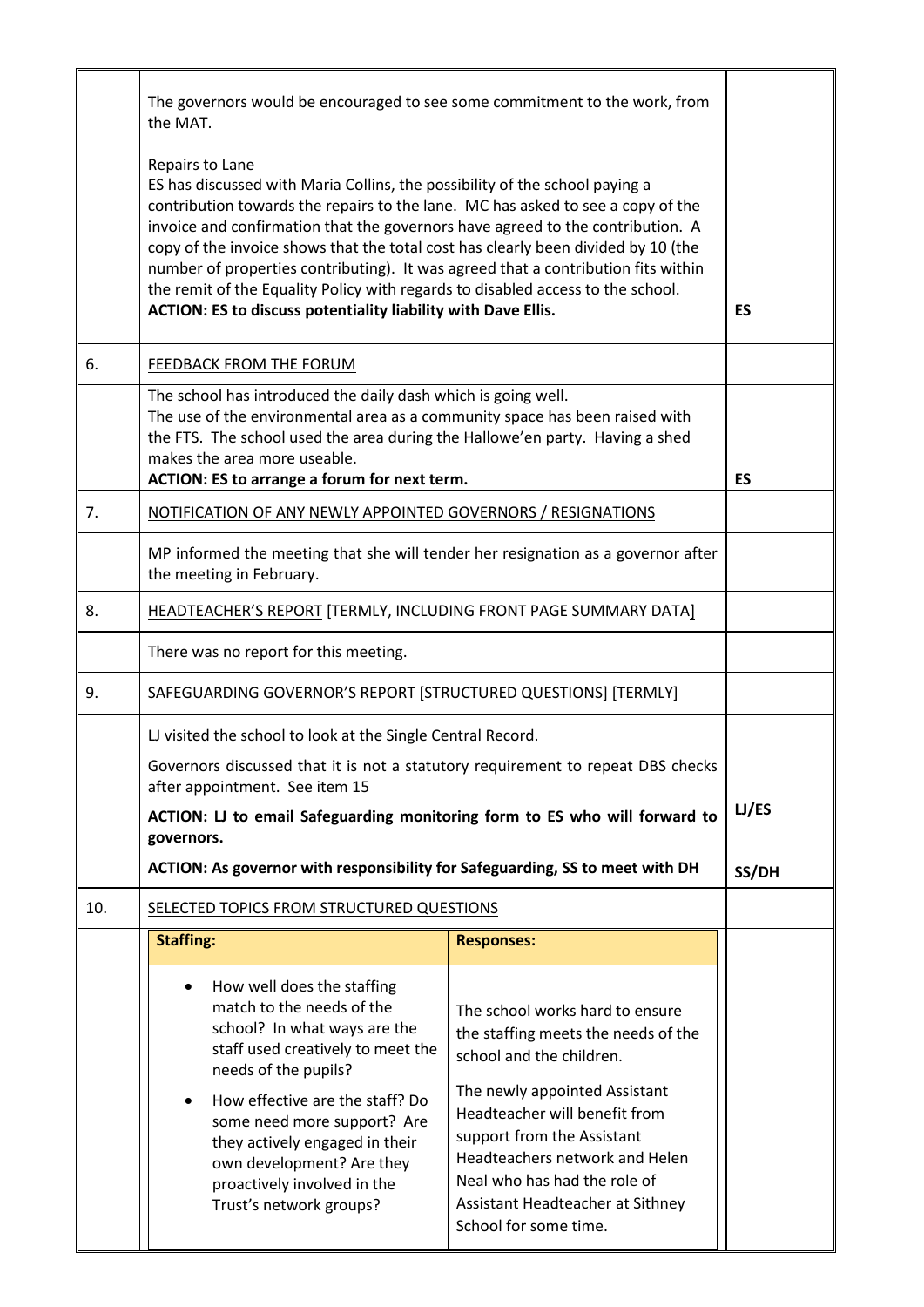| | | |
|---|---|---|
| | The governors would be encouraged to see some commitment to the work, from the MAT.<br><br>Repairs to Lane<br>ES has discussed with Maria Collins, the possibility of the school paying a contribution towards the repairs to the lane. MC has asked to see a copy of the invoice and confirmation that the governors have agreed to the contribution. A copy of the invoice shows that the total cost has clearly been divided by 10 (the number of properties contributing). It was agreed that a contribution fits within the remit of the Equality Policy with regards to disabled access to the school.<br>**ACTION: ES to discuss potentiality liability with Dave Ellis.** | **ES** |
| 6. | <u>FEEDBACK FROM THE FORUM</u> | |
| | The school has introduced the daily dash which is going well.<br>The use of the environmental area as a community space has been raised with the FTS. The school used the area during the Hallowe'en party. Having a shed makes the area more useable.<br>**ACTION: ES to arrange a forum for next term.** | **ES** |
| 7. | <u>NOTIFICATION OF ANY NEWLY APPOINTED GOVERNORS / RESIGNATIONS</u> | |
| | MP informed the meeting that she will tender her resignation as a governor after the meeting in February. | |
| 8. | <u>HEADTEACHER'S REPORT</u> [TERMLY, INCLUDING FRONT PAGE SUMMARY DATA] | |
| | There was no report for this meeting. | |
| 9. | <u>SAFEGUARDING GOVERNOR'S REPORT [STRUCTURED QUESTIONS]</u> [TERMLY] | |
| | LJ visited the school to look at the Single Central Record.<br><br>Governors discussed that it is not a statutory requirement to repeat DBS checks after appointment. See item 15<br><br>**ACTION: LJ to email Safeguarding monitoring form to ES who will forward to governors.**<br><br>**ACTION: As governor with responsibility for Safeguarding, SS to meet with DH** | **LJ/ES**<br><br>**SS/DH** |
| 10. | <u>SELECTED TOPICS FROM STRUCTURED QUESTIONS</u> | |

| **Staffing:** | **Responses:** |
|---|---|
| • How well does the staffing match to the needs of the school? In what ways are the staff used creatively to meet the needs of the pupils?<br><br>• How effective are the staff? Do some need more support? Are they actively engaged in their own development? Are they proactively involved in the Trust's network groups? | The school works hard to ensure the staffing meets the needs of the school and the children.<br><br>The newly appointed Assistant Headteacher will benefit from support from the Assistant Headteachers network and Helen Neal who has had the role of Assistant Headteacher at Sithney School for some time. |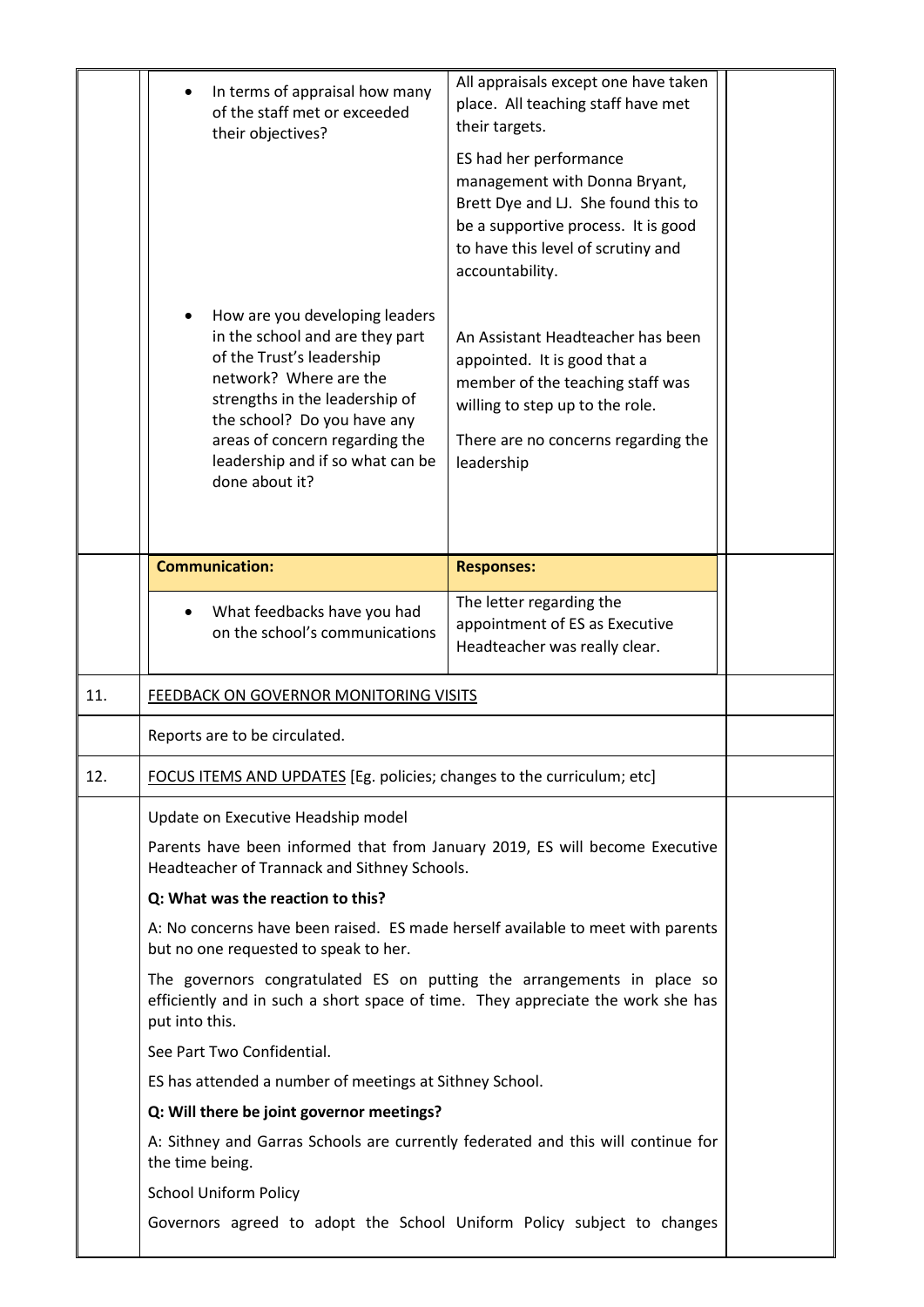| | Question | Response |
|---|---|---|
| | • In terms of appraisal how many of the staff met or exceeded their objectives? | All appraisals except one have taken place. All teaching staff have met their targets.<br><br>ES had her performance management with Donna Bryant, Brett Dye and LJ. She found this to be a supportive process. It is good to have this level of scrutiny and accountability. |
| | • How are you developing leaders in the school and are they part of the Trust's leadership network? Where are the strengths in the leadership of the school? Do you have any areas of concern regarding the leadership and if so what can be done about it? | An Assistant Headteacher has been appointed. It is good that a member of the teaching staff was willing to step up to the role.<br><br>There are no concerns regarding the leadership |
| | **Communication:** | **Responses:** |
| | • What feedbacks have you had on the school's communications | The letter regarding the appointment of ES as Executive Headteacher was really clear. |

11. FEEDBACK ON GOVERNOR MONITORING VISITS

Reports are to be circulated.

12. FOCUS ITEMS AND UPDATES [Eg. policies; changes to the curriculum; etc]

Update on Executive Headship model

Parents have been informed that from January 2019, ES will become Executive Headteacher of Trannack and Sithney Schools.

**Q: What was the reaction to this?**

A: No concerns have been raised. ES made herself available to meet with parents but no one requested to speak to her.

The governors congratulated ES on putting the arrangements in place so efficiently and in such a short space of time. They appreciate the work she has put into this.

See Part Two Confidential.

ES has attended a number of meetings at Sithney School.

**Q: Will there be joint governor meetings?**

A: Sithney and Garras Schools are currently federated and this will continue for the time being.

School Uniform Policy

Governors agreed to adopt the School Uniform Policy subject to changes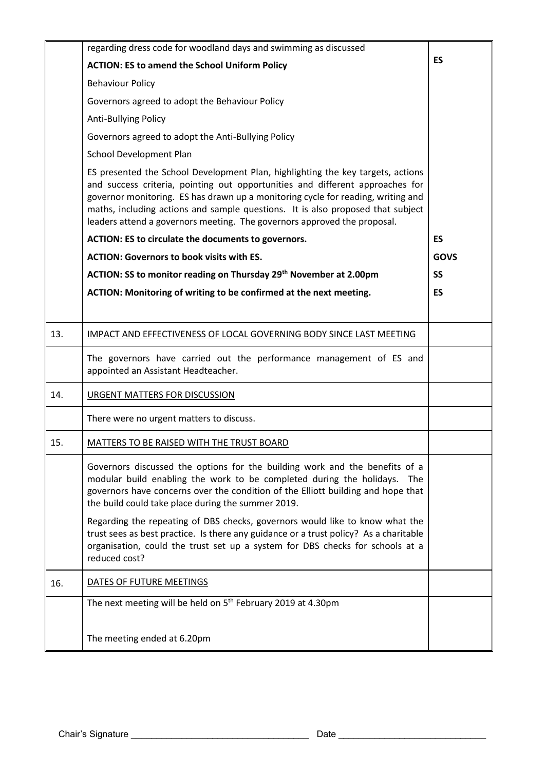| | | |
|---|---|---|
| | regarding dress code for woodland days and swimming as discussed | |
| | **ACTION: ES to amend the School Uniform Policy** | **ES** |
| | Behaviour Policy | |
| | Governors agreed to adopt the Behaviour Policy | |
| | Anti-Bullying Policy | |
| | Governors agreed to adopt the Anti-Bullying Policy | |
| | School Development Plan | |
| | ES presented the School Development Plan, highlighting the key targets, actions and success criteria, pointing out opportunities and different approaches for governor monitoring. ES has drawn up a monitoring cycle for reading, writing and maths, including actions and sample questions. It is also proposed that subject leaders attend a governors meeting. The governors approved the proposal. | |
| | **ACTION: ES to circulate the documents to governors.** | **ES** |
| | **ACTION: Governors to book visits with ES.** | **GOVS** |
| | **ACTION: SS to monitor reading on Thursday 29th November at 2.00pm** | **SS** |
| | **ACTION: Monitoring of writing to be confirmed at the next meeting.** | **ES** |
| 13. | <u>IMPACT AND EFFECTIVENESS OF LOCAL GOVERNING BODY SINCE LAST MEETING</u> | |
| | The governors have carried out the performance management of ES and appointed an Assistant Headteacher. | |
| 14. | <u>URGENT MATTERS FOR DISCUSSION</u> | |
| | There were no urgent matters to discuss. | |
| 15. | <u>MATTERS TO BE RAISED WITH THE TRUST BOARD</u> | |
| | Governors discussed the options for the building work and the benefits of a modular build enabling the work to be completed during the holidays. The governors have concerns over the condition of the Elliott building and hope that the build could take place during the summer 2019.<br><br>Regarding the repeating of DBS checks, governors would like to know what the trust sees as best practice. Is there any guidance or a trust policy? As a charitable organisation, could the trust set up a system for DBS checks for schools at a reduced cost? | |
| 16. | <u>DATES OF FUTURE MEETINGS</u> | |
| | The next meeting will be held on 5th February 2019 at 4.30pm<br><br>The meeting ended at 6.20pm | |

Chair's Signature ___________________________________ Date _____________________________